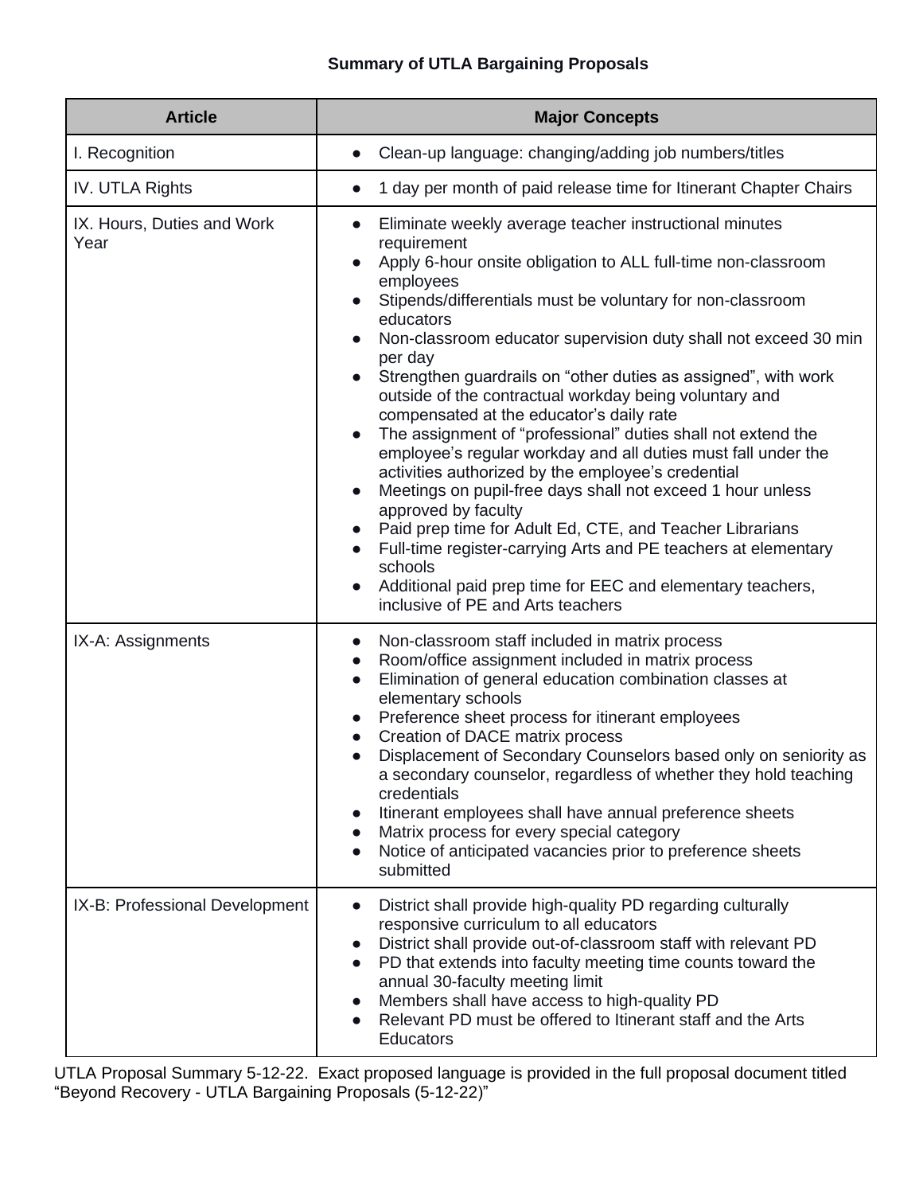**Summary of UTLA Bargaining Proposals**

| Article | Major Concepts |
|---|---|
| I. Recognition | • Clean-up language: changing/adding job numbers/titles |
| IV. UTLA Rights | • 1 day per month of paid release time for Itinerant Chapter Chairs |
| IX. Hours, Duties and Work Year | • Eliminate weekly average teacher instructional minutes requirement<br>• Apply 6-hour onsite obligation to ALL full-time non-classroom employees<br>• Stipends/differentials must be voluntary for non-classroom educators<br>• Non-classroom educator supervision duty shall not exceed 30 min per day<br>• Strengthen guardrails on "other duties as assigned", with work outside of the contractual workday being voluntary and compensated at the educator's daily rate<br>• The assignment of "professional" duties shall not extend the employee's regular workday and all duties must fall under the activities authorized by the employee's credential<br>• Meetings on pupil-free days shall not exceed 1 hour unless approved by faculty<br>• Paid prep time for Adult Ed, CTE, and Teacher Librarians<br>• Full-time register-carrying Arts and PE teachers at elementary schools<br>• Additional paid prep time for EEC and elementary teachers, inclusive of PE and Arts teachers |
| IX-A: Assignments | • Non-classroom staff included in matrix process<br>• Room/office assignment included in matrix process<br>• Elimination of general education combination classes at elementary schools<br>• Preference sheet process for itinerant employees<br>• Creation of DACE matrix process<br>• Displacement of Secondary Counselors based only on seniority as a secondary counselor, regardless of whether they hold teaching credentials<br>• Itinerant employees shall have annual preference sheets<br>• Matrix process for every special category<br>• Notice of anticipated vacancies prior to preference sheets submitted |
| IX-B: Professional Development | • District shall provide high-quality PD regarding culturally responsive curriculum to all educators<br>• District shall provide out-of-classroom staff with relevant PD<br>• PD that extends into faculty meeting time counts toward the annual 30-faculty meeting limit<br>• Members shall have access to high-quality PD<br>• Relevant PD must be offered to Itinerant staff and the Arts Educators |

UTLA Proposal Summary 5-12-22. Exact proposed language is provided in the full proposal document titled "Beyond Recovery - UTLA Bargaining Proposals (5-12-22)"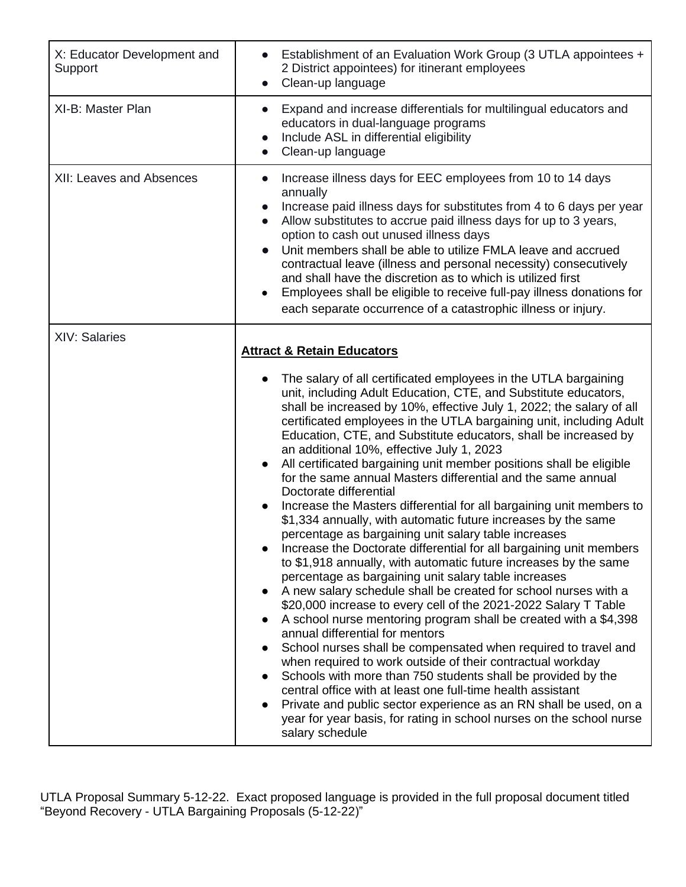| | |
|---|---|
| X: Educator Development and Support | • Establishment of an Evaluation Work Group (3 UTLA appointees + 2 District appointees) for itinerant employees<br>• Clean-up language |
| XI-B: Master Plan | • Expand and increase differentials for multilingual educators and educators in dual-language programs<br>• Include ASL in differential eligibility<br>• Clean-up language |
| XII: Leaves and Absences | • Increase illness days for EEC employees from 10 to 14 days annually<br>• Increase paid illness days for substitutes from 4 to 6 days per year<br>• Allow substitutes to accrue paid illness days for up to 3 years, option to cash out unused illness days<br>• Unit members shall be able to utilize FMLA leave and accrued contractual leave (illness and personal necessity) consecutively and shall have the discretion as to which is utilized first<br>• Employees shall be eligible to receive full-pay illness donations for each separate occurrence of a catastrophic illness or injury. |
| XIV: Salaries | **Attract & Retain Educators**<br>• The salary of all certificated employees in the UTLA bargaining unit, including Adult Education, CTE, and Substitute educators, shall be increased by 10%, effective July 1, 2022; the salary of all certificated employees in the UTLA bargaining unit, including Adult Education, CTE, and Substitute educators, shall be increased by an additional 10%, effective July 1, 2023<br>• All certificated bargaining unit member positions shall be eligible for the same annual Masters differential and the same annual Doctorate differential<br>• Increase the Masters differential for all bargaining unit members to $1,334 annually, with automatic future increases by the same percentage as bargaining unit salary table increases<br>• Increase the Doctorate differential for all bargaining unit members to $1,918 annually, with automatic future increases by the same percentage as bargaining unit salary table increases<br>• A new salary schedule shall be created for school nurses with a $20,000 increase to every cell of the 2021-2022 Salary T Table<br>• A school nurse mentoring program shall be created with a $4,398 annual differential for mentors<br>• School nurses shall be compensated when required to travel and when required to work outside of their contractual workday<br>• Schools with more than 750 students shall be provided by the central office with at least one full-time health assistant<br>• Private and public sector experience as an RN shall be used, on a year for year basis, for rating in school nurses on the school nurse salary schedule |

UTLA Proposal Summary 5-12-22. Exact proposed language is provided in the full proposal document titled "Beyond Recovery - UTLA Bargaining Proposals (5-12-22)"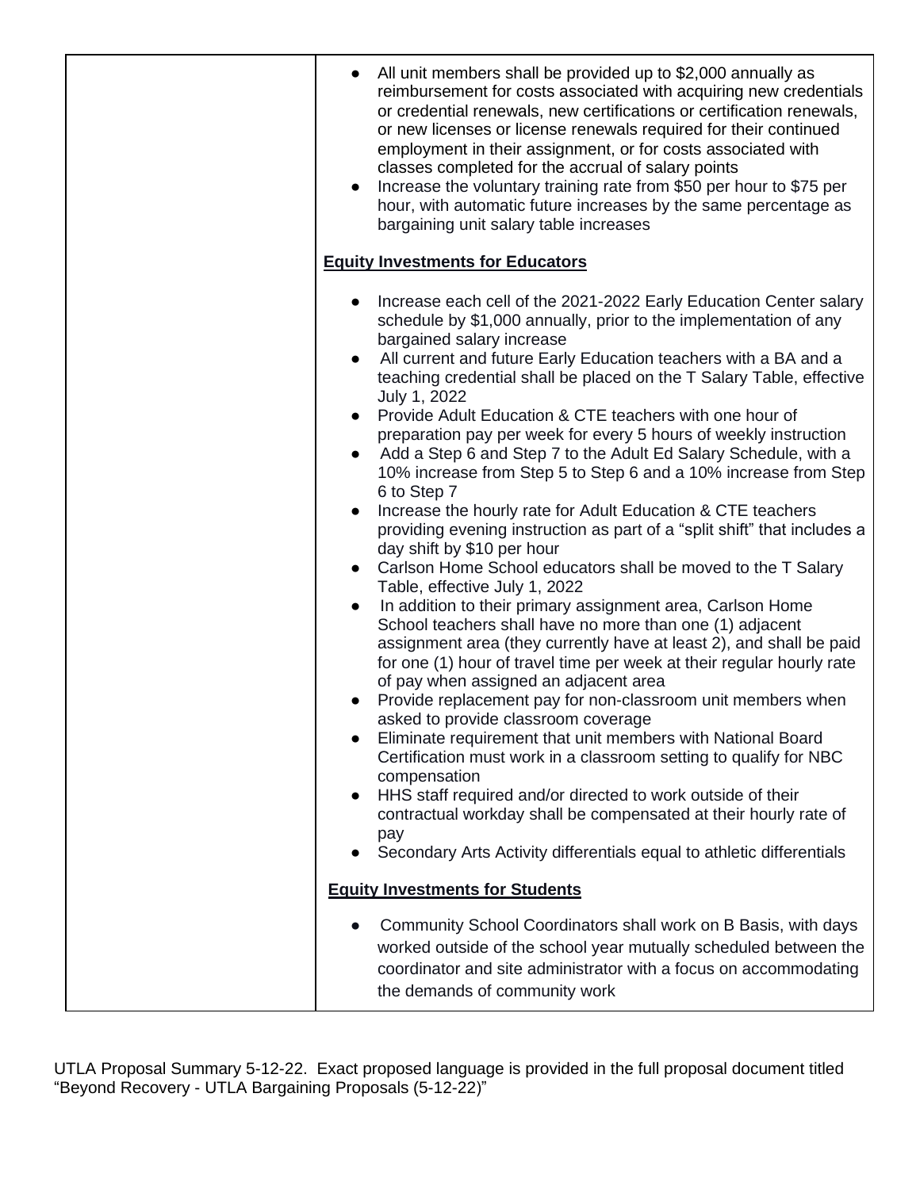| | |
|---|---|
| | <ul><li>All unit members shall be provided up to \$2,000 annually as reimbursement for costs associated with acquiring new credentials or credential renewals, new certifications or certification renewals, or new licenses or license renewals required for their continued employment in their assignment, or for costs associated with classes completed for the accrual of salary points</li><li>Increase the voluntary training rate from \$50 per hour to \$75 per hour, with automatic future increases by the same percentage as bargaining unit salary table increases</li></ul><br>**<u>Equity Investments for Educators</u>**<br><ul><li>Increase each cell of the 2021-2022 Early Education Center salary schedule by \$1,000 annually, prior to the implementation of any bargained salary increase</li><li>All current and future Early Education teachers with a BA and a teaching credential shall be placed on the T Salary Table, effective July 1, 2022</li><li>Provide Adult Education & CTE teachers with one hour of preparation pay per week for every 5 hours of weekly instruction</li><li>Add a Step 6 and Step 7 to the Adult Ed Salary Schedule, with a 10% increase from Step 5 to Step 6 and a 10% increase from Step 6 to Step 7</li><li>Increase the hourly rate for Adult Education & CTE teachers providing evening instruction as part of a "split shift" that includes a day shift by \$10 per hour</li><li>Carlson Home School educators shall be moved to the T Salary Table, effective July 1, 2022</li><li>In addition to their primary assignment area, Carlson Home School teachers shall have no more than one (1) adjacent assignment area (they currently have at least 2), and shall be paid for one (1) hour of travel time per week at their regular hourly rate of pay when assigned an adjacent area</li><li>Provide replacement pay for non-classroom unit members when asked to provide classroom coverage</li><li>Eliminate requirement that unit members with National Board Certification must work in a classroom setting to qualify for NBC compensation</li><li>HHS staff required and/or directed to work outside of their contractual workday shall be compensated at their hourly rate of pay</li><li>Secondary Arts Activity differentials equal to athletic differentials</li></ul><br>**<u>Equity Investments for Students</u>**<br><ul><li>Community School Coordinators shall work on B Basis, with days worked outside of the school year mutually scheduled between the coordinator and site administrator with a focus on accommodating the demands of community work</li></ul> |

UTLA Proposal Summary 5-12-22. Exact proposed language is provided in the full proposal document titled "Beyond Recovery - UTLA Bargaining Proposals (5-12-22)"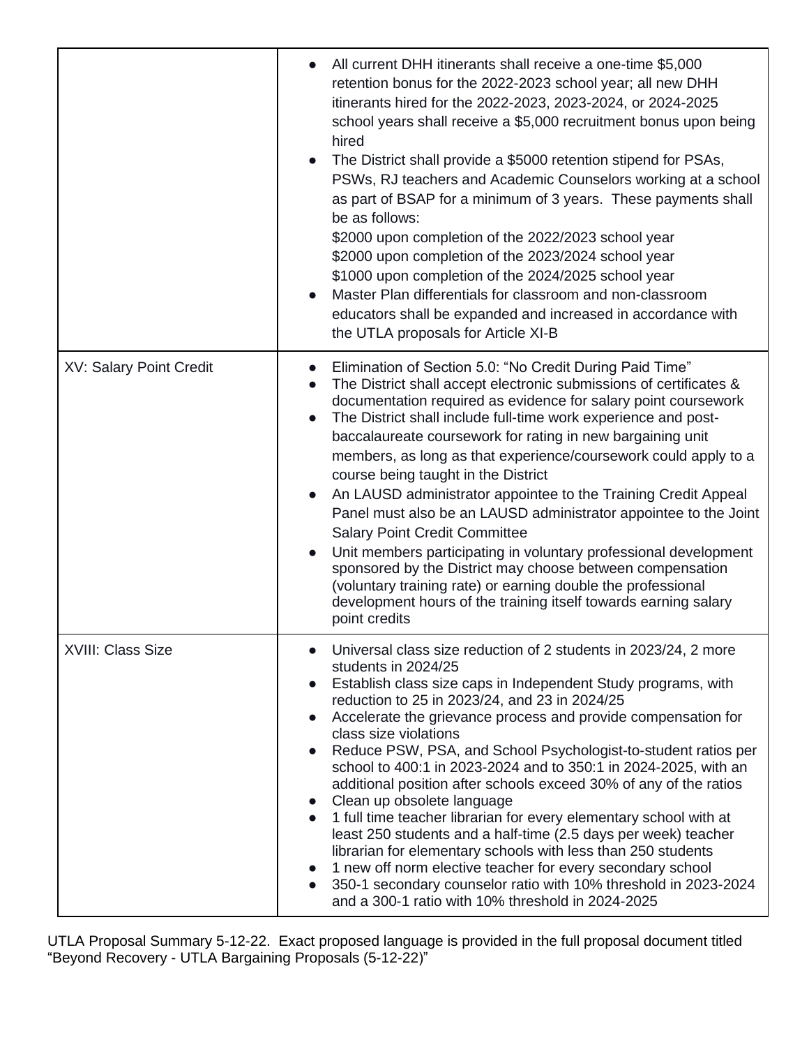| | |
|---|---|
| | • All current DHH itinerants shall receive a one-time $5,000 retention bonus for the 2022-2023 school year; all new DHH itinerants hired for the 2022-2023, 2023-2024, or 2024-2025 school years shall receive a $5,000 recruitment bonus upon being hired<br>• The District shall provide a $5000 retention stipend for PSAs, PSWs, RJ teachers and Academic Counselors working at a school as part of BSAP for a minimum of 3 years. These payments shall be as follows:<br>$2000 upon completion of the 2022/2023 school year<br>$2000 upon completion of the 2023/2024 school year<br>$1000 upon completion of the 2024/2025 school year<br>• Master Plan differentials for classroom and non-classroom educators shall be expanded and increased in accordance with the UTLA proposals for Article XI-B |
| XV: Salary Point Credit | • Elimination of Section 5.0: "No Credit During Paid Time"<br>• The District shall accept electronic submissions of certificates & documentation required as evidence for salary point coursework<br>• The District shall include full-time work experience and post-baccalaureate coursework for rating in new bargaining unit members, as long as that experience/coursework could apply to a course being taught in the District<br>• An LAUSD administrator appointee to the Training Credit Appeal Panel must also be an LAUSD administrator appointee to the Joint Salary Point Credit Committee<br>• Unit members participating in voluntary professional development sponsored by the District may choose between compensation (voluntary training rate) or earning double the professional development hours of the training itself towards earning salary point credits |
| XVIII: Class Size | • Universal class size reduction of 2 students in 2023/24, 2 more students in 2024/25<br>• Establish class size caps in Independent Study programs, with reduction to 25 in 2023/24, and 23 in 2024/25<br>• Accelerate the grievance process and provide compensation for class size violations<br>• Reduce PSW, PSA, and School Psychologist-to-student ratios per school to 400:1 in 2023-2024 and to 350:1 in 2024-2025, with an additional position after schools exceed 30% of any of the ratios<br>• Clean up obsolete language<br>• 1 full time teacher librarian for every elementary school with at least 250 students and a half-time (2.5 days per week) teacher librarian for elementary schools with less than 250 students<br>• 1 new off norm elective teacher for every secondary school<br>• 350-1 secondary counselor ratio with 10% threshold in 2023-2024 and a 300-1 ratio with 10% threshold in 2024-2025 |

UTLA Proposal Summary 5-12-22. Exact proposed language is provided in the full proposal document titled "Beyond Recovery - UTLA Bargaining Proposals (5-12-22)"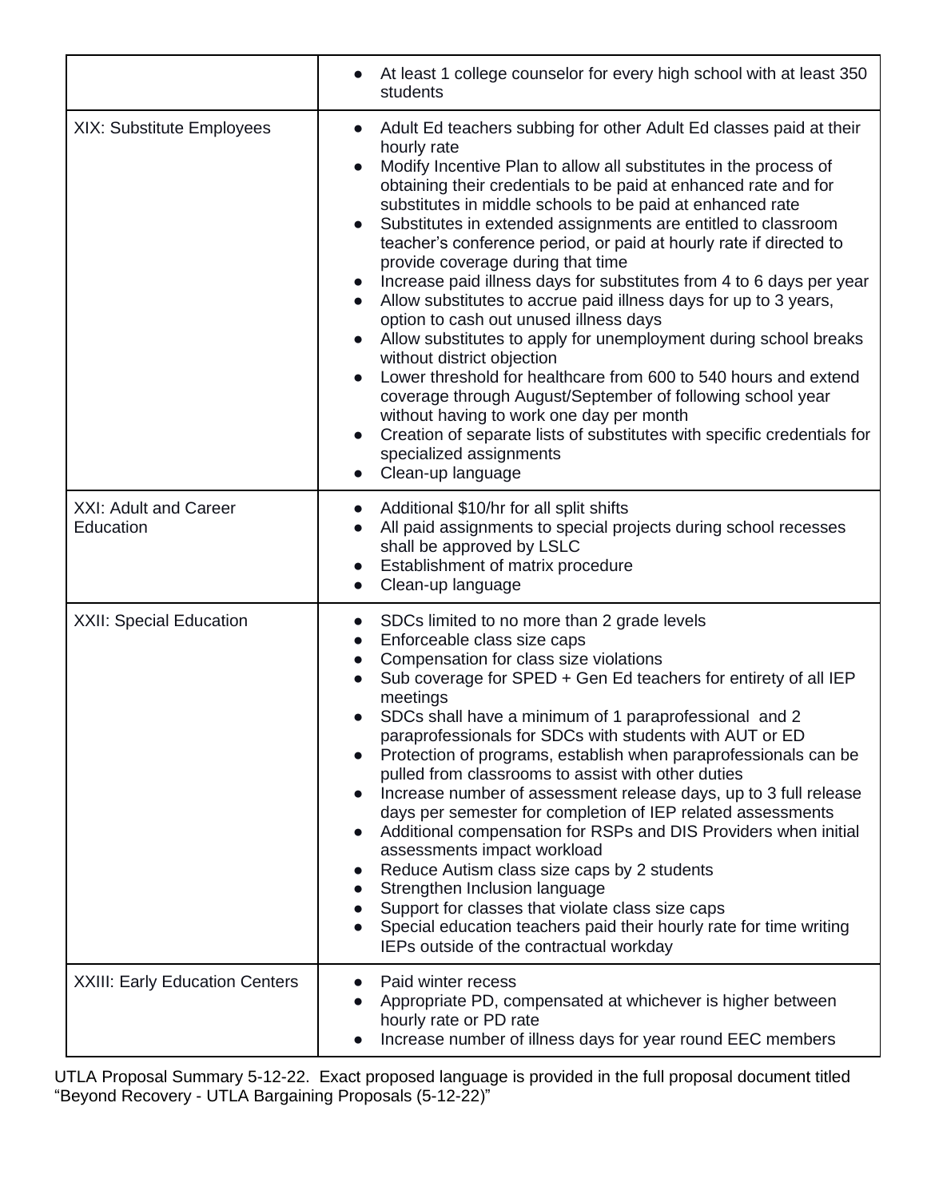| | |
|---|---|
| | • At least 1 college counselor for every high school with at least 350 students |
| XIX: Substitute Employees | • Adult Ed teachers subbing for other Adult Ed classes paid at their hourly rate<br>• Modify Incentive Plan to allow all substitutes in the process of obtaining their credentials to be paid at enhanced rate and for substitutes in middle schools to be paid at enhanced rate<br>• Substitutes in extended assignments are entitled to classroom teacher's conference period, or paid at hourly rate if directed to provide coverage during that time<br>• Increase paid illness days for substitutes from 4 to 6 days per year<br>• Allow substitutes to accrue paid illness days for up to 3 years, option to cash out unused illness days<br>• Allow substitutes to apply for unemployment during school breaks without district objection<br>• Lower threshold for healthcare from 600 to 540 hours and extend coverage through August/September of following school year without having to work one day per month<br>• Creation of separate lists of substitutes with specific credentials for specialized assignments<br>• Clean-up language |
| XXI: Adult and Career Education | • Additional $10/hr for all split shifts<br>• All paid assignments to special projects during school recesses shall be approved by LSLC<br>• Establishment of matrix procedure<br>• Clean-up language |
| XXII: Special Education | • SDCs limited to no more than 2 grade levels<br>• Enforceable class size caps<br>• Compensation for class size violations<br>• Sub coverage for SPED + Gen Ed teachers for entirety of all IEP meetings<br>• SDCs shall have a minimum of 1 paraprofessional and 2 paraprofessionals for SDCs with students with AUT or ED<br>• Protection of programs, establish when paraprofessionals can be pulled from classrooms to assist with other duties<br>• Increase number of assessment release days, up to 3 full release days per semester for completion of IEP related assessments<br>• Additional compensation for RSPs and DIS Providers when initial assessments impact workload<br>• Reduce Autism class size caps by 2 students<br>• Strengthen Inclusion language<br>• Support for classes that violate class size caps<br>• Special education teachers paid their hourly rate for time writing IEPs outside of the contractual workday |
| XXIII: Early Education Centers | • Paid winter recess<br>• Appropriate PD, compensated at whichever is higher between hourly rate or PD rate<br>• Increase number of illness days for year round EEC members |

UTLA Proposal Summary 5-12-22. Exact proposed language is provided in the full proposal document titled "Beyond Recovery - UTLA Bargaining Proposals (5-12-22)"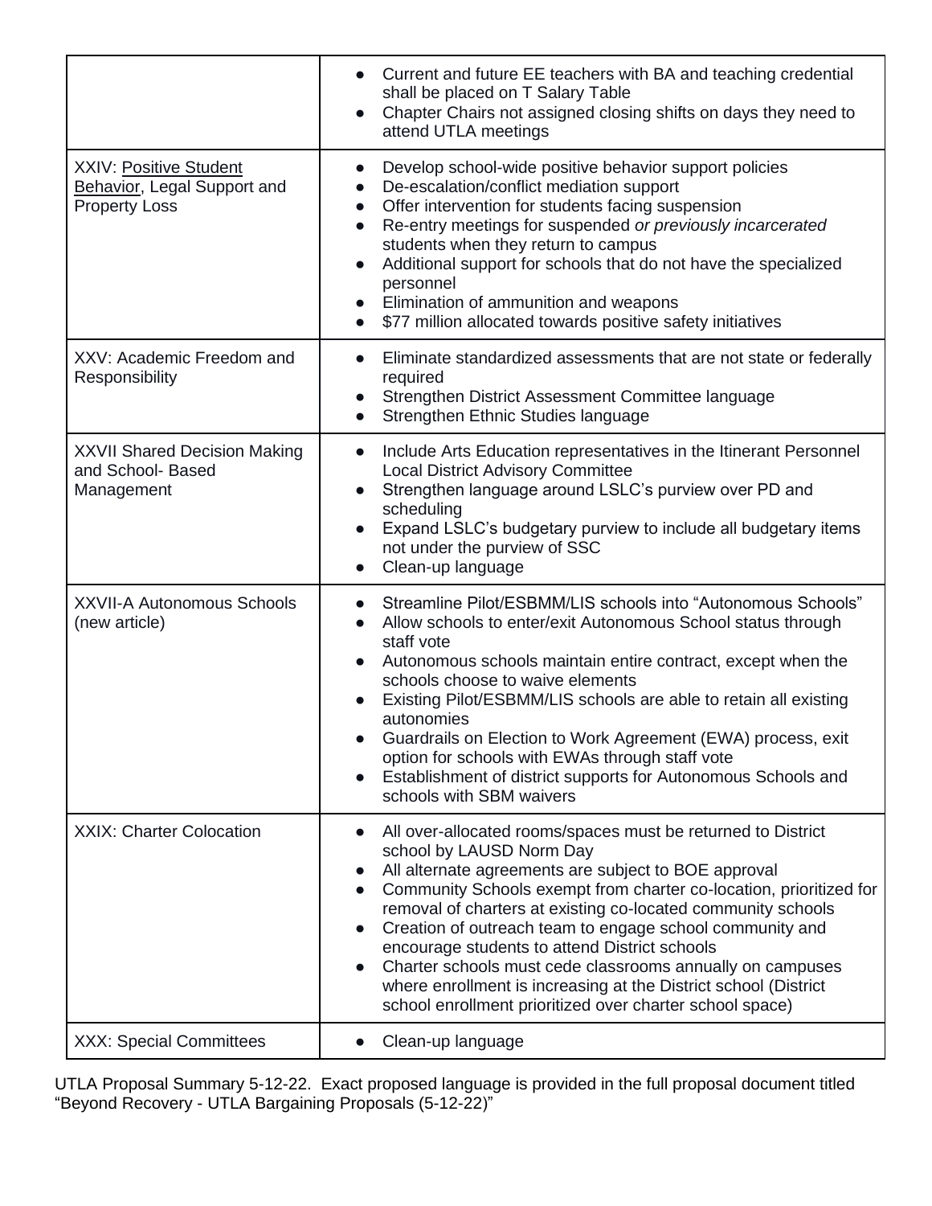| | |
|---|---|
| | • Current and future EE teachers with BA and teaching credential shall be placed on T Salary Table<br>• Chapter Chairs not assigned closing shifts on days they need to attend UTLA meetings |
| XXIV: Positive Student Behavior, Legal Support and Property Loss | • Develop school-wide positive behavior support policies<br>• De-escalation/conflict mediation support<br>• Offer intervention for students facing suspension<br>• Re-entry meetings for suspended *or previously incarcerated* students when they return to campus<br>• Additional support for schools that do not have the specialized personnel<br>• Elimination of ammunition and weapons<br>• $77 million allocated towards positive safety initiatives |
| XXV: Academic Freedom and Responsibility | • Eliminate standardized assessments that are not state or federally required<br>• Strengthen District Assessment Committee language<br>• Strengthen Ethnic Studies language |
| XXVII Shared Decision Making and School- Based Management | • Include Arts Education representatives in the Itinerant Personnel Local District Advisory Committee<br>• Strengthen language around LSLC's purview over PD and scheduling<br>• Expand LSLC's budgetary purview to include all budgetary items not under the purview of SSC<br>• Clean-up language |
| XXVII-A Autonomous Schools (new article) | • Streamline Pilot/ESBMM/LIS schools into "Autonomous Schools"<br>• Allow schools to enter/exit Autonomous School status through staff vote<br>• Autonomous schools maintain entire contract, except when the schools choose to waive elements<br>• Existing Pilot/ESBMM/LIS schools are able to retain all existing autonomies<br>• Guardrails on Election to Work Agreement (EWA) process, exit option for schools with EWAs through staff vote<br>• Establishment of district supports for Autonomous Schools and schools with SBM waivers |
| XXIX: Charter Colocation | • All over-allocated rooms/spaces must be returned to District school by LAUSD Norm Day<br>• All alternate agreements are subject to BOE approval<br>• Community Schools exempt from charter co-location, prioritized for removal of charters at existing co-located community schools<br>• Creation of outreach team to engage school community and encourage students to attend District schools<br>• Charter schools must cede classrooms annually on campuses where enrollment is increasing at the District school (District school enrollment prioritized over charter school space) |
| XXX: Special Committees | • Clean-up language |

UTLA Proposal Summary 5-12-22. Exact proposed language is provided in the full proposal document titled "Beyond Recovery - UTLA Bargaining Proposals (5-12-22)"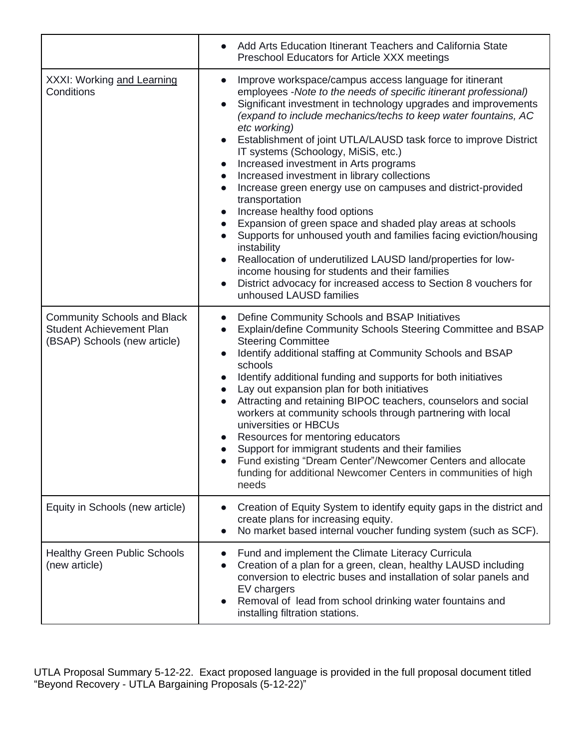| | |
|---|---|
| | • Add Arts Education Itinerant Teachers and California State Preschool Educators for Article XXX meetings |
| XXXI: Working <u>and Learning</u> Conditions | • Improve workspace/campus access language for itinerant employees -*Note to the needs of specific itinerant professional)*<br>• Significant investment in technology upgrades and improvements *(expand to include mechanics/techs to keep water fountains, AC etc working)*<br>• Establishment of joint UTLA/LAUSD task force to improve District IT systems (Schoology, MiSiS, etc.)<br>• Increased investment in Arts programs<br>• Increased investment in library collections<br>• Increase green energy use on campuses and district-provided transportation<br>• Increase healthy food options<br>• Expansion of green space and shaded play areas at schools<br>• Supports for unhoused youth and families facing eviction/housing instability<br>• Reallocation of underutilized LAUSD land/properties for low-income housing for students and their families<br>• District advocacy for increased access to Section 8 vouchers for unhoused LAUSD families |
| Community Schools and Black Student Achievement Plan (BSAP) Schools (new article) | • Define Community Schools and BSAP Initiatives<br>• Explain/define Community Schools Steering Committee and BSAP Steering Committee<br>• Identify additional staffing at Community Schools and BSAP schools<br>• Identify additional funding and supports for both initiatives<br>• Lay out expansion plan for both initiatives<br>• Attracting and retaining BIPOC teachers, counselors and social workers at community schools through partnering with local universities or HBCUs<br>• Resources for mentoring educators<br>• Support for immigrant students and their families<br>• Fund existing "Dream Center"/Newcomer Centers and allocate funding for additional Newcomer Centers in communities of high needs |
| Equity in Schools (new article) | • Creation of Equity System to identify equity gaps in the district and create plans for increasing equity.<br>• No market based internal voucher funding system (such as SCF). |
| Healthy Green Public Schools (new article) | • Fund and implement the Climate Literacy Curricula<br>• Creation of a plan for a green, clean, healthy LAUSD including conversion to electric buses and installation of solar panels and EV chargers<br>• Removal of lead from school drinking water fountains and installing filtration stations. |

UTLA Proposal Summary 5-12-22. Exact proposed language is provided in the full proposal document titled "Beyond Recovery - UTLA Bargaining Proposals (5-12-22)"